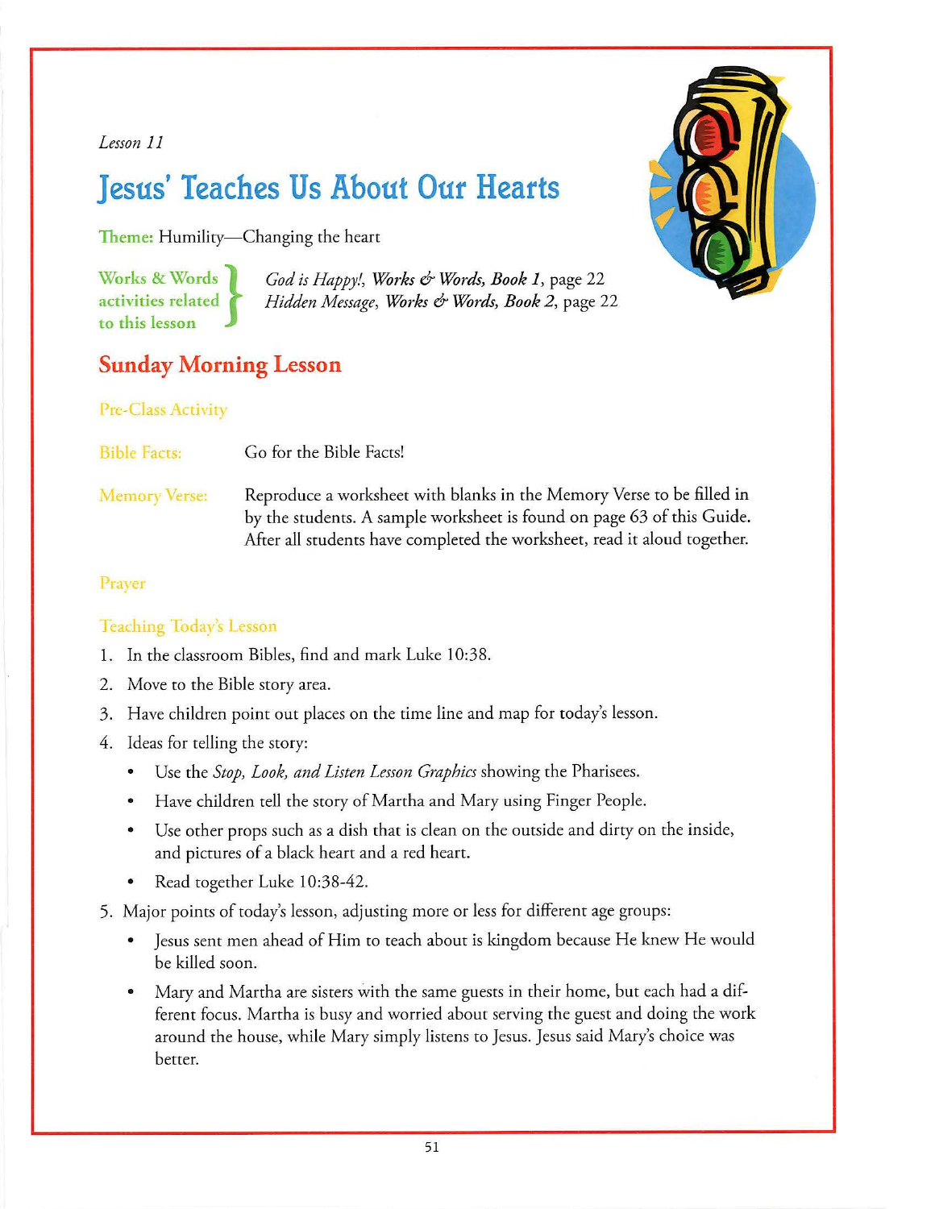*Lesson 11*

# Jesus' Teaches Us About Our Hearts

**Theme:** Humility—Changing the heart

**Works & Words activities related to this lesson**
*God is Happy!*, ***Works & Words, Book 1***, page 22
*Hidden Message*, ***Works & Words, Book 2***, page 22

## Sunday Morning Lesson

### Pre-Class Activity

**Bible Facts:** Go for the Bible Facts!

**Memory Verse:** Reproduce a worksheet with blanks in the Memory Verse to be filled in by the students. A sample worksheet is found on page 63 of this Guide. After all students have completed the worksheet, read it aloud together.

### Prayer

### Teaching Today's Lesson

1. In the classroom Bibles, find and mark Luke 10:38.
2. Move to the Bible story area.
3. Have children point out places on the time line and map for today's lesson.
4. Ideas for telling the story:
   - Use the *Stop, Look, and Listen Lesson Graphics* showing the Pharisees.
   - Have children tell the story of Martha and Mary using Finger People.
   - Use other props such as a dish that is clean on the outside and dirty on the inside, and pictures of a black heart and a red heart.
   - Read together Luke 10:38-42.
5. Major points of today's lesson, adjusting more or less for different age groups:
   - Jesus sent men ahead of Him to teach about is kingdom because He knew He would be killed soon.
   - Mary and Martha are sisters with the same guests in their home, but each had a different focus. Martha is busy and worried about serving the guest and doing the work around the house, while Mary simply listens to Jesus. Jesus said Mary's choice was better.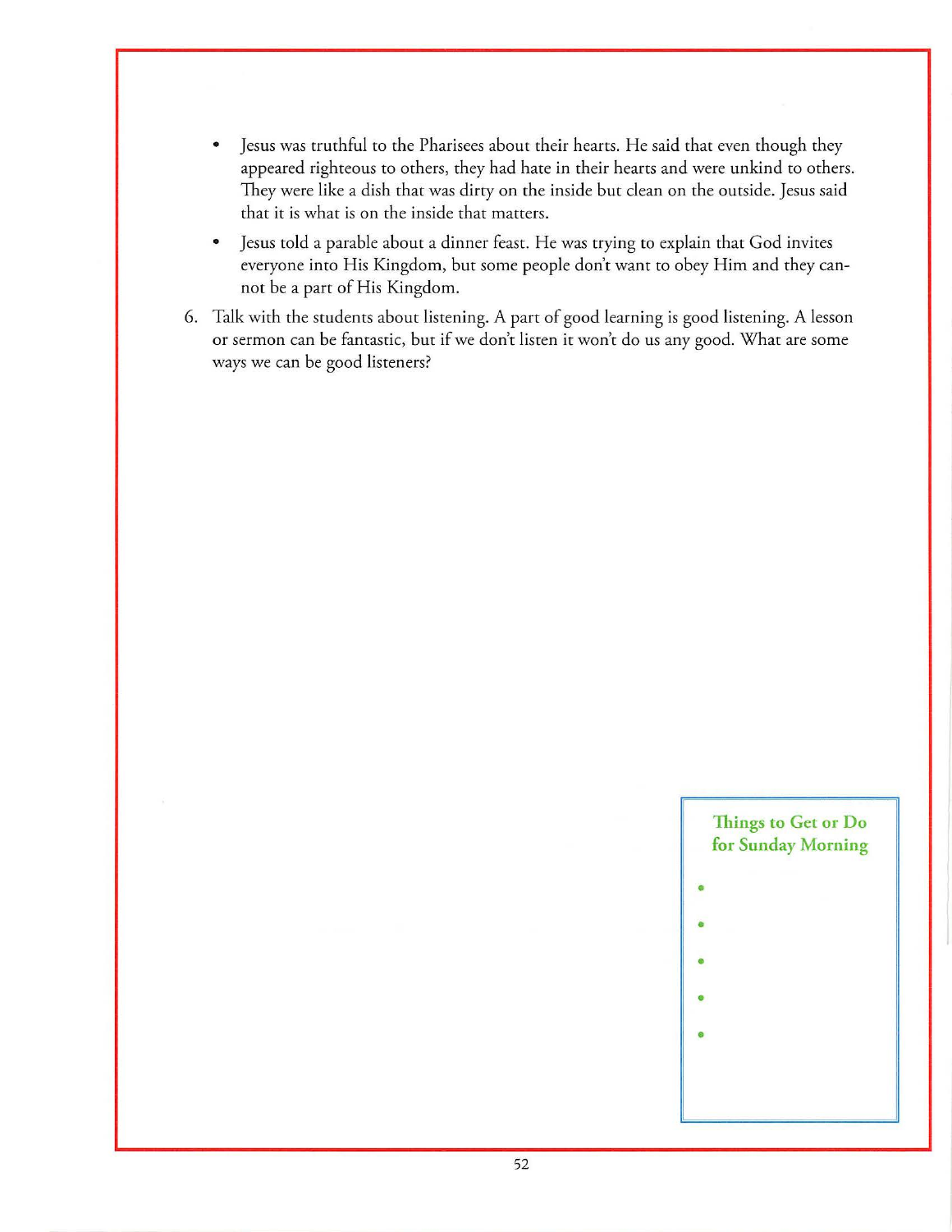- Jesus was truthful to the Pharisees about their hearts. He said that even though they appeared righteous to others, they had hate in their hearts and were unkind to others. They were like a dish that was dirty on the inside but clean on the outside. Jesus said that it is what is on the inside that matters.
- Jesus told a parable about a dinner feast. He was trying to explain that God invites everyone into His Kingdom, but some people don't want to obey Him and they cannot be a part of His Kingdom.

6. Talk with the students about listening. A part of good learning is good listening. A lesson or sermon can be fantastic, but if we don't listen it won't do us any good. What are some ways we can be good listeners?

**Things to Get or Do for Sunday Morning**

- 
- 
- 
- 
-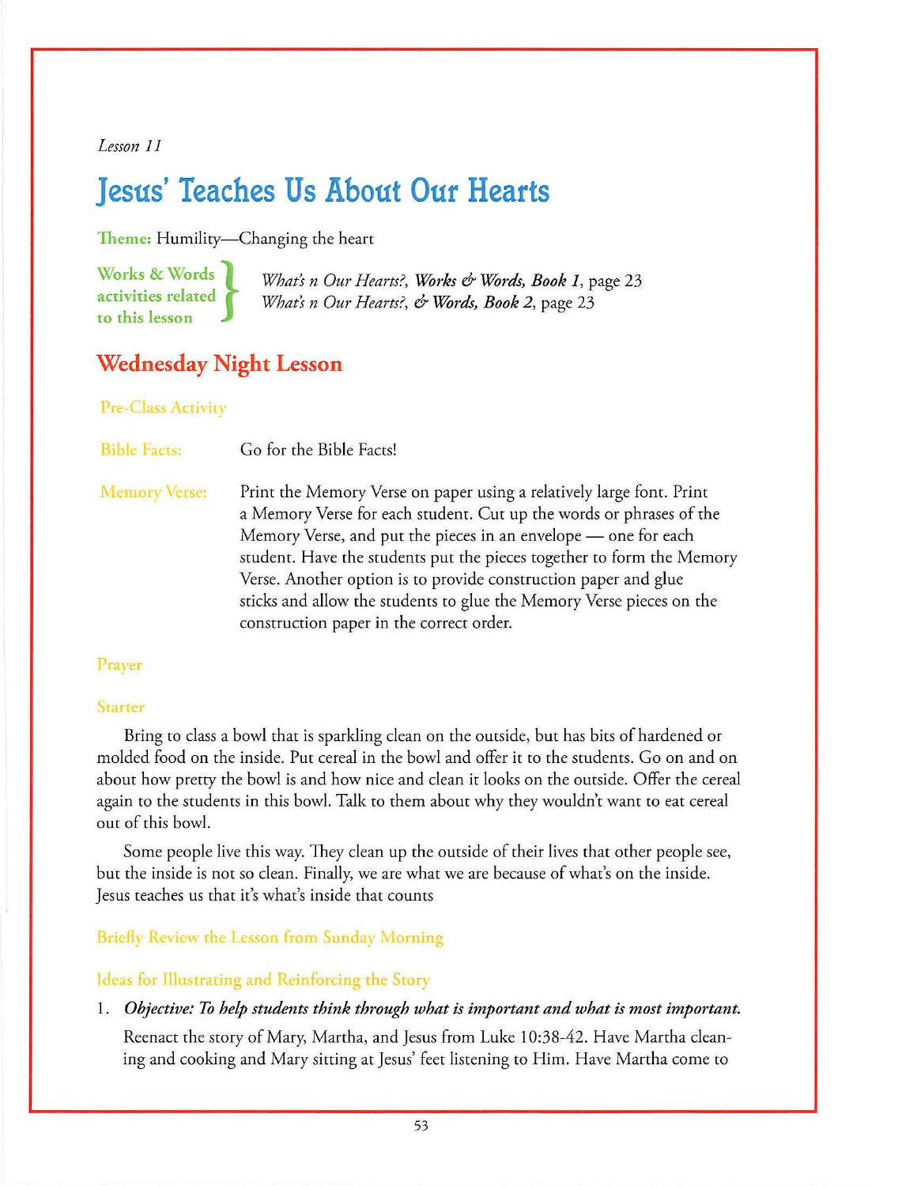*Lesson 11*

# Jesus' Teaches Us About Our Hearts

**Theme:** Humility—Changing the heart

**Works & Words activities related to this lesson**

*What's n Our Hearts?, **Works & Words, Book 1**,* page 23
*What's n Our Hearts?, **& Words, Book 2**,* page 23

## Wednesday Night Lesson

### Pre-Class Activity

**Bible Facts:** Go for the Bible Facts!

**Memory Verse:** Print the Memory Verse on paper using a relatively large font. Print a Memory Verse for each student. Cut up the words or phrases of the Memory Verse, and put the pieces in an envelope — one for each student. Have the students put the pieces together to form the Memory Verse. Another option is to provide construction paper and glue sticks and allow the students to glue the Memory Verse pieces on the construction paper in the correct order.

### Prayer

### Starter

Bring to class a bowl that is sparkling clean on the outside, but has bits of hardened or molded food on the inside. Put cereal in the bowl and offer it to the students. Go on and on about how pretty the bowl is and how nice and clean it looks on the outside. Offer the cereal again to the students in this bowl. Talk to them about why they wouldn't want to eat cereal out of this bowl.

Some people live this way. They clean up the outside of their lives that other people see, but the inside is not so clean. Finally, we are what we are because of what's on the inside. Jesus teaches us that it's what's inside that counts

### Briefly Review the Lesson from Sunday Morning

### Ideas for Illustrating and Reinforcing the Story

1. ***Objective: To help students think through what is important and what is most important.***

   Reenact the story of Mary, Martha, and Jesus from Luke 10:38-42. Have Martha cleaning and cooking and Mary sitting at Jesus' feet listening to Him. Have Martha come to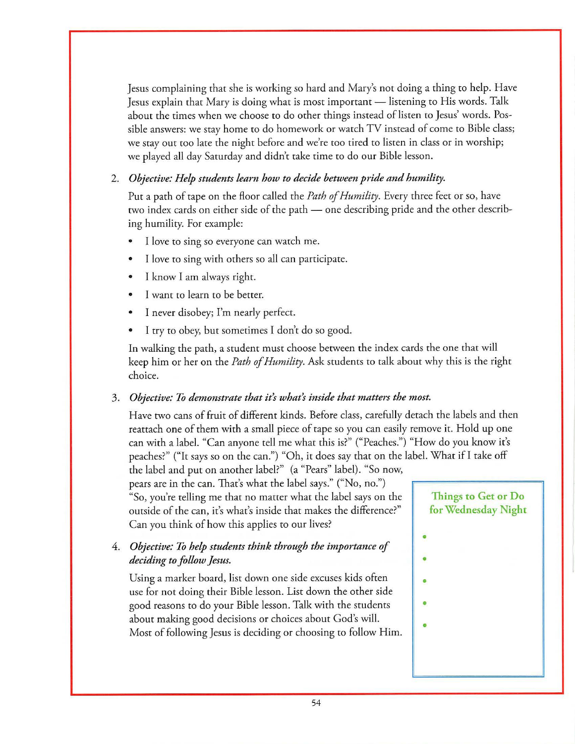Jesus complaining that she is working so hard and Mary's not doing a thing to help. Have Jesus explain that Mary is doing what is most important — listening to His words. Talk about the times when we choose to do other things instead of listen to Jesus' words. Possible answers: we stay home to do homework or watch TV instead of come to Bible class; we stay out too late the night before and we're too tired to listen in class or in worship; we played all day Saturday and didn't take time to do our Bible lesson.

2. ***Objective: Help students learn how to decide between pride and humility.***

   Put a path of tape on the floor called the *Path of Humility*. Every three feet or so, have two index cards on either side of the path — one describing pride and the other describing humility. For example:

   - I love to sing so everyone can watch me.
   - I love to sing with others so all can participate.
   - I know I am always right.
   - I want to learn to be better.
   - I never disobey; I'm nearly perfect.
   - I try to obey, but sometimes I don't do so good.

   In walking the path, a student must choose between the index cards the one that will keep him or her on the *Path of Humility*. Ask students to talk about why this is the right choice.

3. ***Objective: To demonstrate that it's what's inside that matters the most.***

   Have two cans of fruit of different kinds. Before class, carefully detach the labels and then reattach one of them with a small piece of tape so you can easily remove it. Hold up one can with a label. "Can anyone tell me what this is?" ("Peaches.") "How do you know it's peaches?" ("It says so on the can.") "Oh, it does say that on the label. What if I take off the label and put on another label?" (a "Pears" label). "So now, pears are in the can. That's what the label says." ("No, no.") "So, you're telling me that no matter what the label says on the outside of the can, it's what's inside that makes the difference?" Can you think of how this applies to our lives?

4. ***Objective: To help students think through the importance of deciding to follow Jesus.***

   Using a marker board, list down one side excuses kids often use for not doing their Bible lesson. List down the other side good reasons to do your Bible lesson. Talk with the students about making good decisions or choices about God's will. Most of following Jesus is deciding or choosing to follow Him.

**Things to Get or Do for Wednesday Night**

-
-
-
-
-